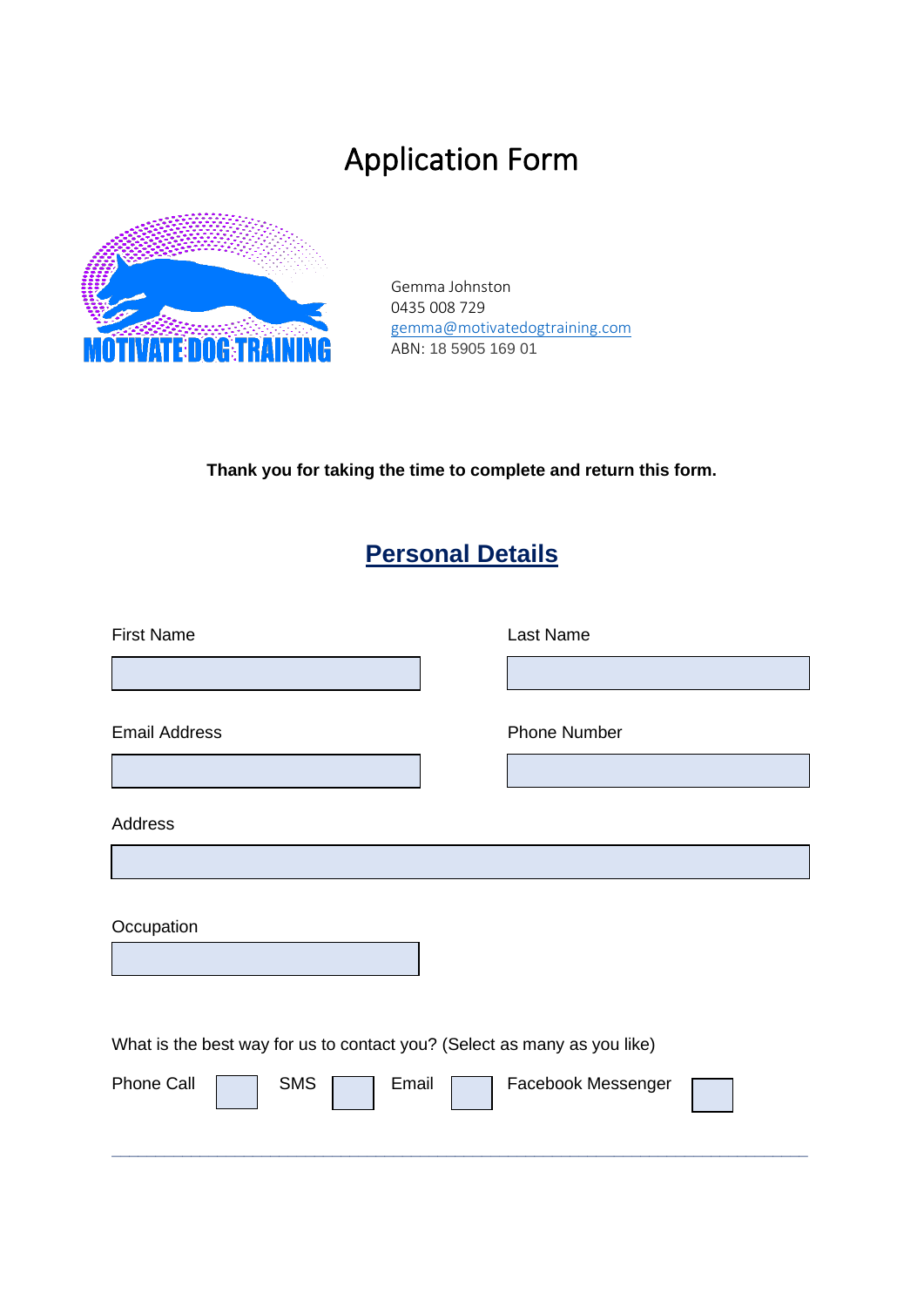# Application Form

MOTIVATE DOG TRAINING

Gemma Johnston
0435 008 729
gemma@motivatedogtraining.com
ABN: 18 5905 169 01

**Thank you for taking the time to complete and return this form.**

## Personal Details

First Name

Last Name

Email Address

Phone Number

Address

Occupation

What is the best way for us to contact you? (Select as many as you like)

Phone Call SMS Email Facebook Messenger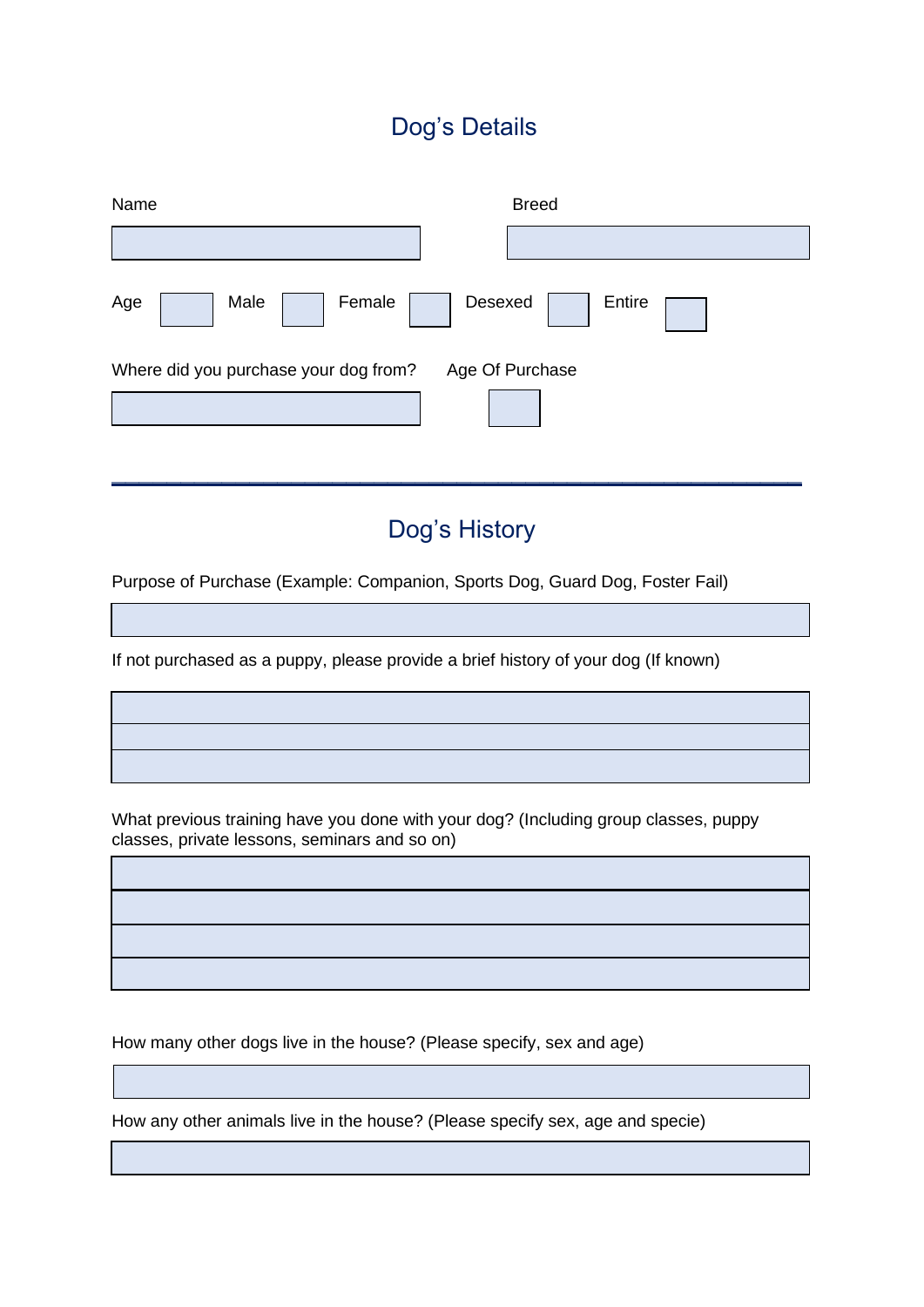## Dog's Details

Name

Breed

Age Male Female Desexed Entire

Where did you purchase your dog from?

Age Of Purchase

---

## Dog's History

Purpose of Purchase (Example: Companion, Sports Dog, Guard Dog, Foster Fail)

If not purchased as a puppy, please provide a brief history of your dog (If known)

What previous training have you done with your dog? (Including group classes, puppy classes, private lessons, seminars and so on)

How many other dogs live in the house? (Please specify, sex and age)

How any other animals live in the house? (Please specify sex, age and specie)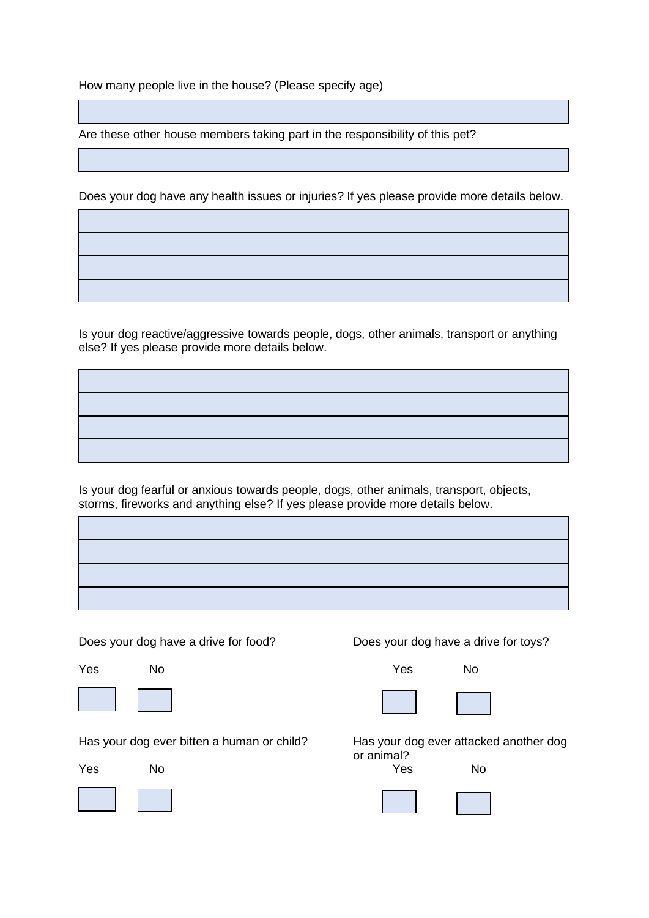How many people live in the house? (Please specify age)

Are these other house members taking part in the responsibility of this pet?

Does your dog have any health issues or injuries? If yes please provide more details below.

Is your dog reactive/aggressive towards people, dogs, other animals, transport or anything else? If yes please provide more details below.

Is your dog fearful or anxious towards people, dogs, other animals, transport, objects, storms, fireworks and anything else? If yes please provide more details below.

Does your dog have a drive for food?

Yes No

Does your dog have a drive for toys?

Yes No

Has your dog ever bitten a human or child?

Yes No

Has your dog ever attacked another dog or animal?

Yes No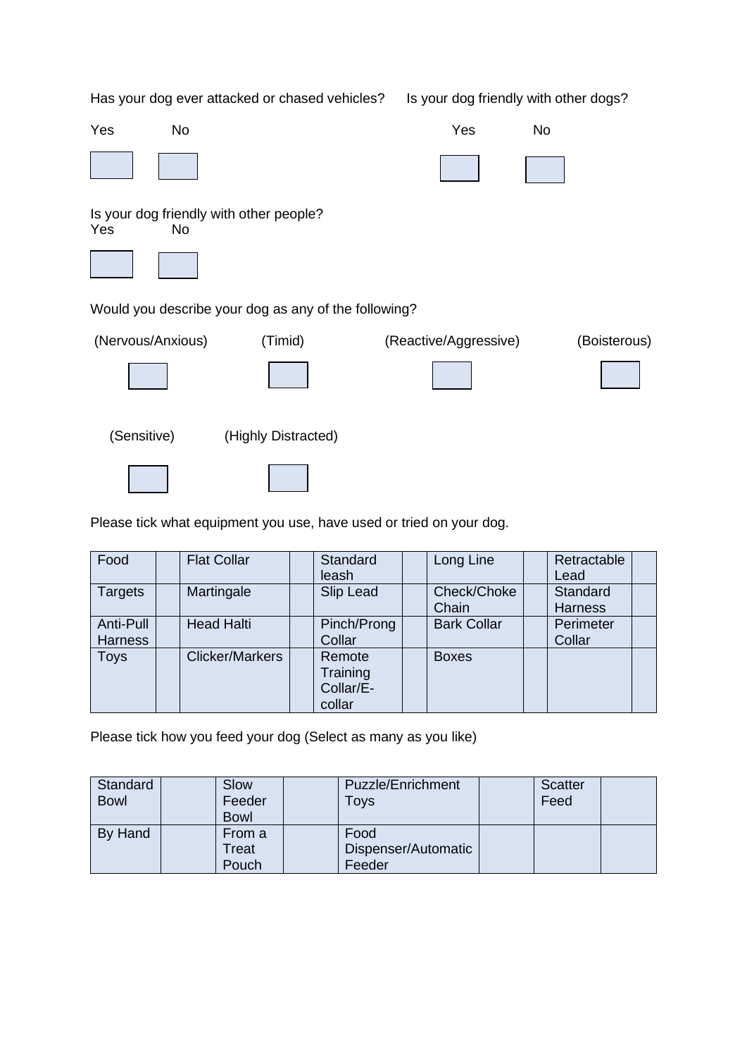Has your dog ever attacked or chased vehicles?

Yes No

Is your dog friendly with other dogs?

Yes No

Is your dog friendly with other people?

Yes No

Would you describe your dog as any of the following?

(Nervous/Anxious) (Timid) (Reactive/Aggressive) (Boisterous)

(Sensitive) (Highly Distracted)

Please tick what equipment you use, have used or tried on your dog.

| Food | | Flat Collar | | Standard leash | | Long Line | | Retractable Lead | |
|---|---|---|---|---|---|---|---|---|---|
| Targets | | Martingale | | Slip Lead | | Check/Choke Chain | | Standard Harness | |
| Anti-Pull Harness | | Head Halti | | Pinch/Prong Collar | | Bark Collar | | Perimeter Collar | |
| Toys | | Clicker/Markers | | Remote Training Collar/E-collar | | Boxes | | | |

Please tick how you feed your dog (Select as many as you like)

| Standard Bowl | | Slow Feeder Bowl | | Puzzle/Enrichment Toys | | Scatter Feed | |
|---|---|---|---|---|---|---|---|
| By Hand | | From a Treat Pouch | | Food Dispenser/Automatic Feeder | | | |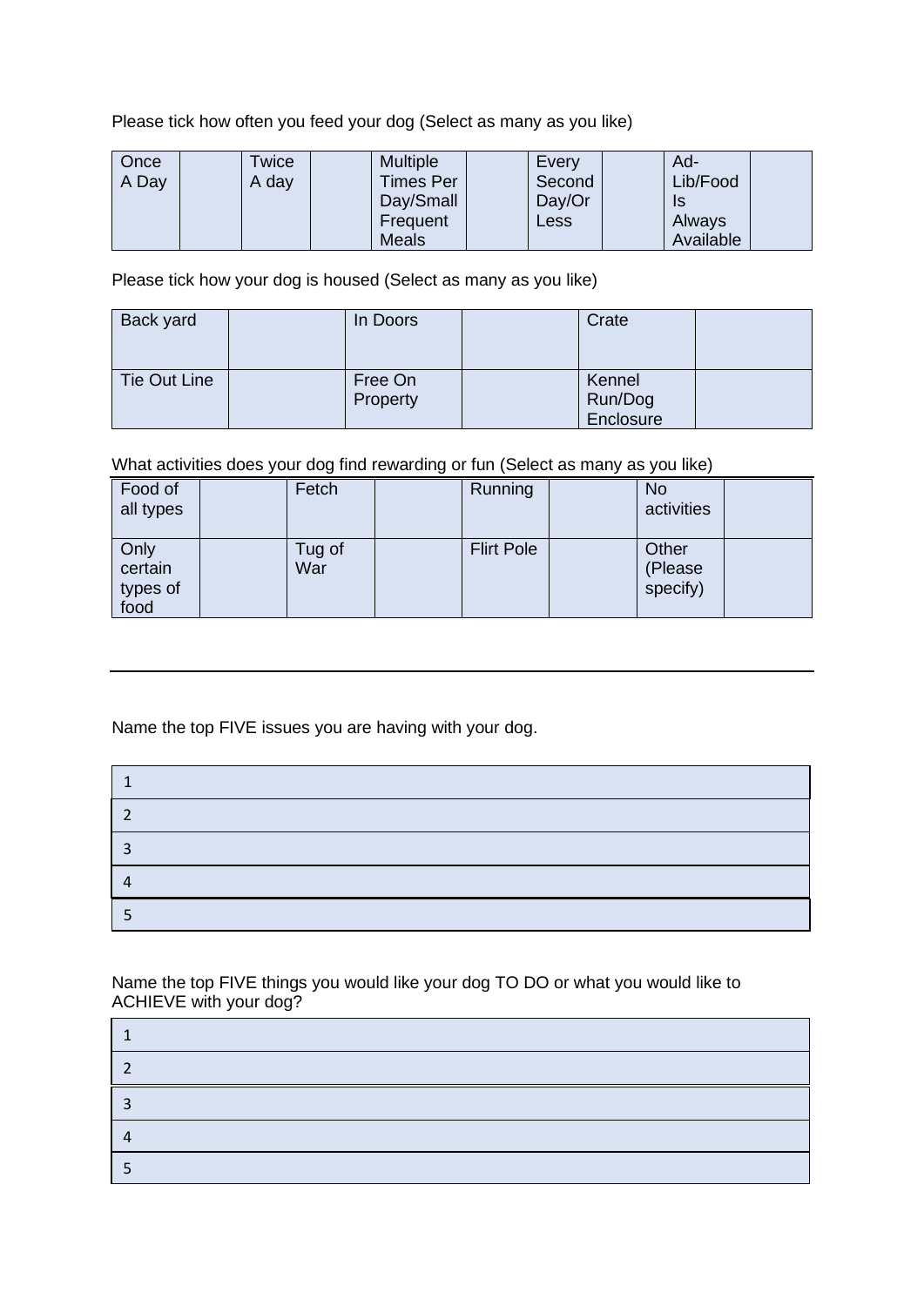Please tick how often you feed your dog (Select as many as you like)

| Once A Day | | Twice A day | | Multiple Times Per Day/Small Frequent Meals | | Every Second Day/Or Less | | Ad-Lib/Food Is Always Available | |
|---|---|---|---|---|---|---|---|---|---|

Please tick how your dog is housed (Select as many as you like)

| Back yard | | In Doors | | Crate | |
|---|---|---|---|---|---|
| Tie Out Line | | Free On Property | | Kennel Run/Dog Enclosure | |

What activities does your dog find rewarding or fun (Select as many as you like)

| Food of all types | | Fetch | | Running | | No activities | |
|---|---|---|---|---|---|---|---|
| Only certain types of food | | Tug of War | | Flirt Pole | | Other (Please specify) | |

Name the top FIVE issues you are having with your dog.

| |
|---|
| 1 |
| 2 |
| 3 |
| 4 |
| 5 |

Name the top FIVE things you would like your dog TO DO or what you would like to ACHIEVE with your dog?

| |
|---|
| 1 |
| 2 |
| 3 |
| 4 |
| 5 |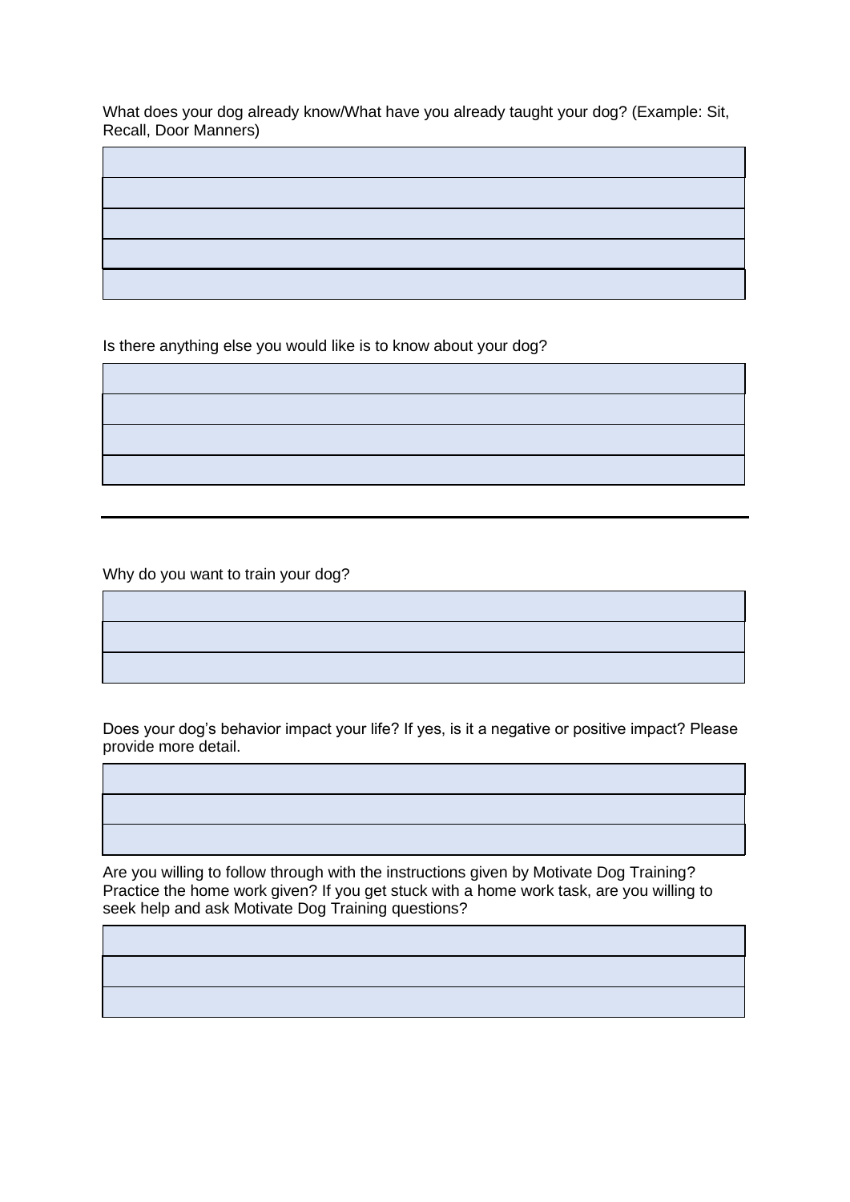What does your dog already know/What have you already taught your dog? (Example: Sit, Recall, Door Manners)

| |
|---|
| |
| |
| |
| |

Is there anything else you would like is to know about your dog?

| |
|---|
| |
| |
| |

---

Why do you want to train your dog?

| |
|---|
| |
| |

Does your dog's behavior impact your life? If yes, is it a negative or positive impact? Please provide more detail.

| |
|---|
| |
| |

Are you willing to follow through with the instructions given by Motivate Dog Training? Practice the home work given? If you get stuck with a home work task, are you willing to seek help and ask Motivate Dog Training questions?

| |
|---|
| |
| |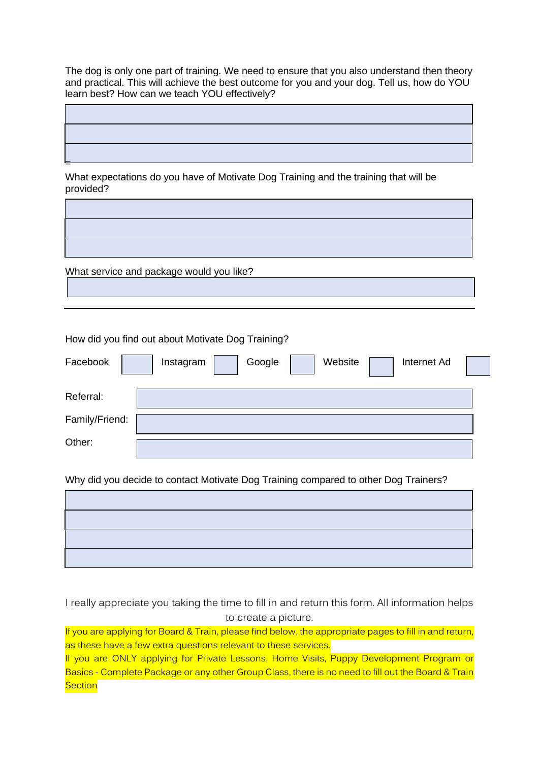The dog is only one part of training. We need to ensure that you also understand then theory and practical. This will achieve the best outcome for you and your dog. Tell us, how do YOU learn best? How can we teach YOU effectively?

What expectations do you have of Motivate Dog Training and the training that will be provided?

What service and package would you like?

---

How did you find out about Motivate Dog Training?

Facebook ☐ Instagram ☐ Google ☐ Website ☐ Internet Ad ☐

Referral:

Family/Friend:

Other:

Why did you decide to contact Motivate Dog Training compared to other Dog Trainers?

I really appreciate you taking the time to fill in and return this form. All information helps to create a picture.

If you are applying for Board & Train, please find below, the appropriate pages to fill in and return, as these have a few extra questions relevant to these services.

If you are ONLY applying for Private Lessons, Home Visits, Puppy Development Program or Basics - Complete Package or any other Group Class, there is no need to fill out the Board & Train Section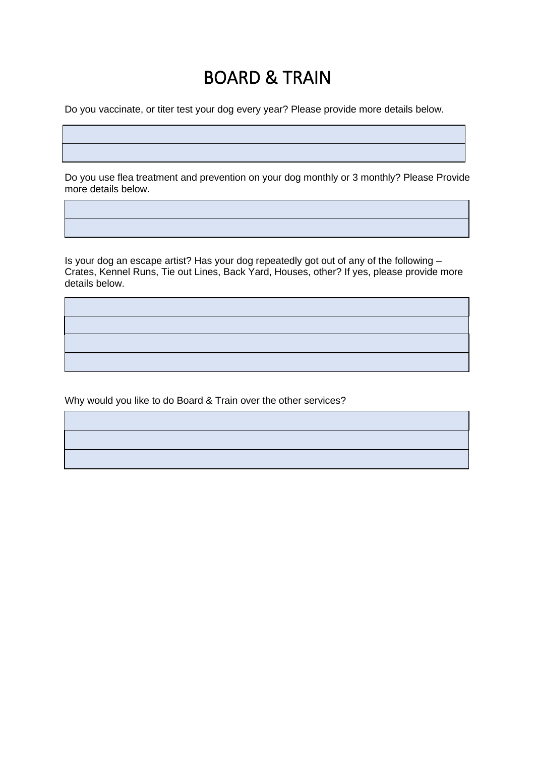# BOARD & TRAIN

Do you vaccinate, or titer test your dog every year? Please provide more details below.

| |
|---|
| |
| |

Do you use flea treatment and prevention on your dog monthly or 3 monthly? Please Provide more details below.

| |
|---|
| |
| |

Is your dog an escape artist? Has your dog repeatedly got out of any of the following – Crates, Kennel Runs, Tie out Lines, Back Yard, Houses, other? If yes, please provide more details below.

| |
|---|
| |
| |
| |
| |

Why would you like to do Board & Train over the other services?

| |
|---|
| |
| |
| |